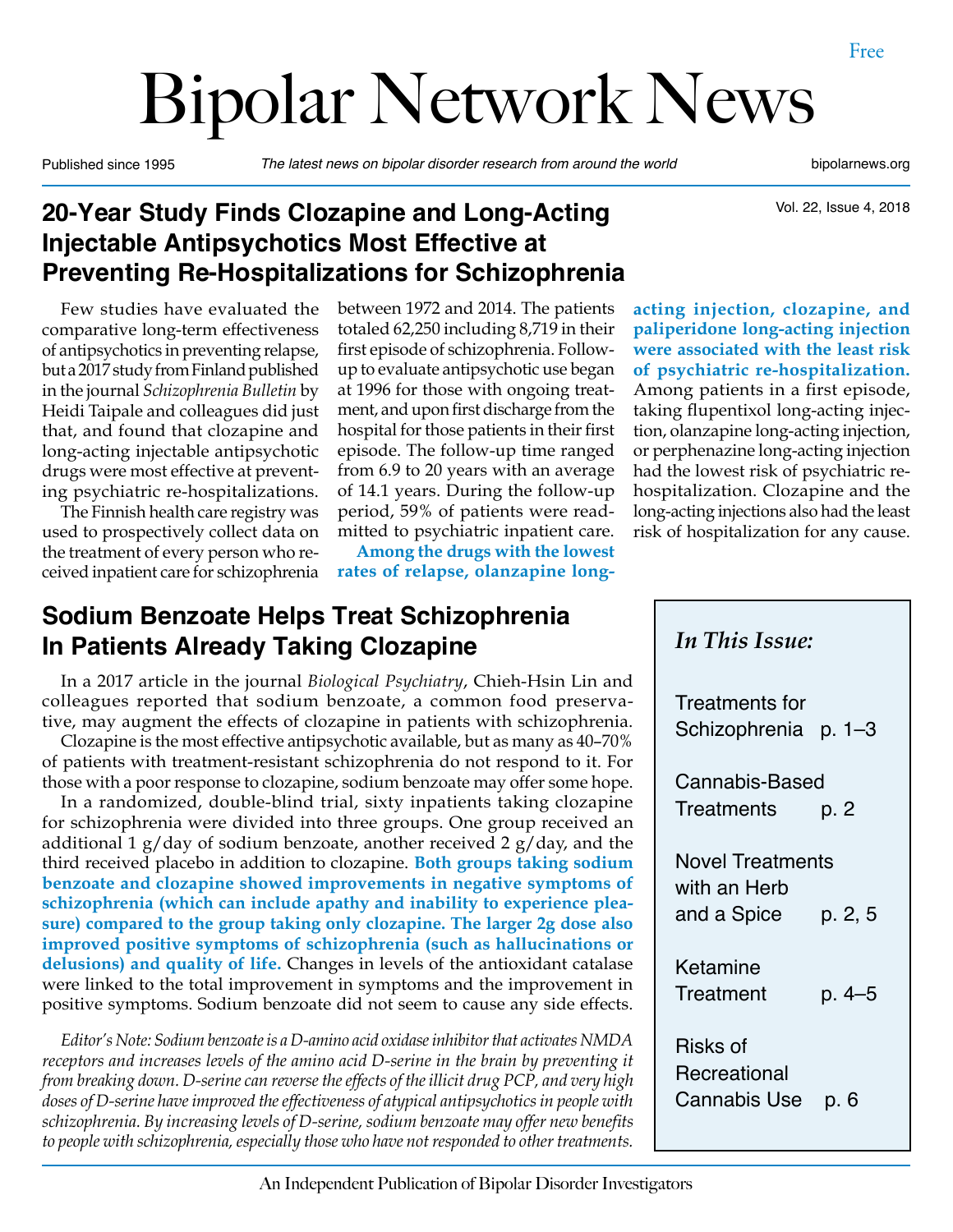# Bipolar Network News

Free

Published since 1995 — *The latest news on bipolar disorder research from around the world* — bipolarnews.org

## 20-Year Study Finds Clozapine and Long-Acting Injectable Antipsychotics Most Effective at Preventing Re-Hospitalizations for Schizophrenia

Few studies have evaluated the comparative long-term effectiveness of antipsychotics in preventing relapse, but a 2017 study from Finland published in the journal *Schizophrenia Bulletin* by Heidi Taipale and colleagues did just that, and found that clozapine and long-acting injectable antipsychotic drugs were most effective at preventing psychiatric re-hospitalizations.

The Finnish health care registry was used to prospectively collect data on the treatment of every person who received inpatient care for schizophrenia between 1972 and 2014. The patients totaled 62,250 including 8,719 in their first episode of schizophrenia. Follow-up to evaluate antipsychotic use began at 1996 for those with ongoing treatment, and upon first discharge from the hospital for those patients in their first episode. The follow-up time ranged from 6.9 to 20 years with an average of 14.1 years. During the follow-up period, 59% of patients were readmitted to psychiatric inpatient care.

**Among the drugs with the lowest rates of relapse, olanzapine long-acting injection, clozapine, and paliperidone long-acting injection were associated with the least risk of psychiatric re-hospitalization.** Among patients in a first episode, taking flupentixol long-acting injection, olanzapine long-acting injection, or perphenazine long-acting injection had the lowest risk of psychiatric re-hospitalization. Clozapine and the long-acting injections also had the least risk of hospitalization for any cause.

## Sodium Benzoate Helps Treat Schizophrenia In Patients Already Taking Clozapine

In a 2017 article in the journal *Biological Psychiatry*, Chieh-Hsin Lin and colleagues reported that sodium benzoate, a common food preservative, may augment the effects of clozapine in patients with schizophrenia.

Clozapine is the most effective antipsychotic available, but as many as 40–70% of patients with treatment-resistant schizophrenia do not respond to it. For those with a poor response to clozapine, sodium benzoate may offer some hope.

In a randomized, double-blind trial, sixty inpatients taking clozapine for schizophrenia were divided into three groups. One group received an additional 1 g/day of sodium benzoate, another received 2 g/day, and the third received placebo in addition to clozapine. **Both groups taking sodium benzoate and clozapine showed improvements in negative symptoms of schizophrenia (which can include apathy and inability to experience pleasure) compared to the group taking only clozapine. The larger 2g dose also improved positive symptoms of schizophrenia (such as hallucinations or delusions) and quality of life.** Changes in levels of the antioxidant catalase were linked to the total improvement in symptoms and the improvement in positive symptoms. Sodium benzoate did not seem to cause any side effects.

*Editor's Note: Sodium benzoate is a D-amino acid oxidase inhibitor that activates NMDA receptors and increases levels of the amino acid D-serine in the brain by preventing it from breaking down. D-serine can reverse the effects of the illicit drug PCP, and very high doses of D-serine have improved the effectiveness of atypical antipsychotics in people with schizophrenia. By increasing levels of D-serine, sodium benzoate may offer new benefits to people with schizophrenia, especially those who have not responded to other treatments.*

### *In This Issue:*

- Treatments for Schizophrenia — p. 1–3
- Cannabis-Based Treatments — p. 2
- Novel Treatments with an Herb and a Spice — p. 2, 5
- Ketamine Treatment — p. 4–5
- Risks of Recreational Cannabis Use — p. 6

An Independent Publication of Bipolar Disorder Investigators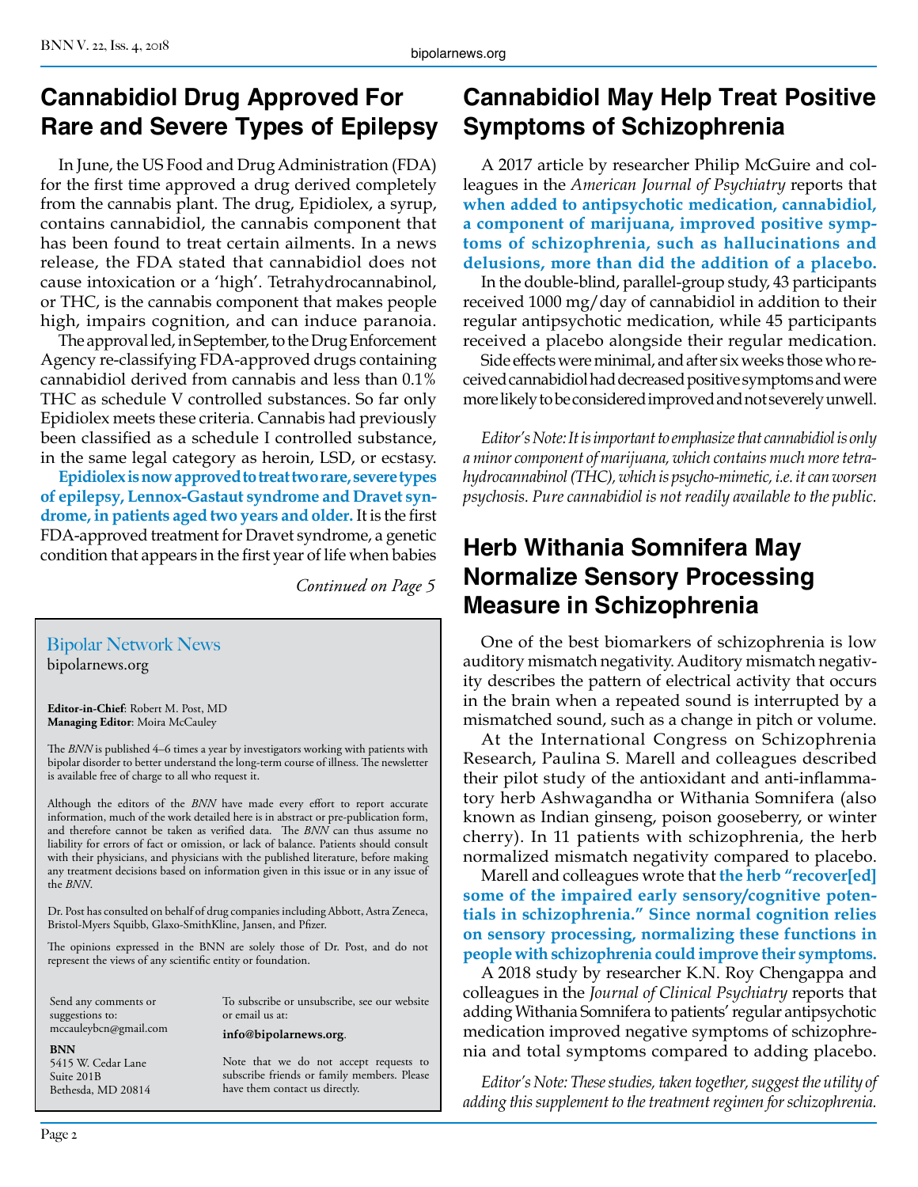## Cannabidiol Drug Approved For Rare and Severe Types of Epilepsy

In June, the US Food and Drug Administration (FDA) for the first time approved a drug derived completely from the cannabis plant. The drug, Epidiolex, a syrup, contains cannabidiol, the cannabis component that has been found to treat certain ailments. In a news release, the FDA stated that cannabidiol does not cause intoxication or a 'high'. Tetrahydrocannabinol, or THC, is the cannabis component that makes people high, impairs cognition, and can induce paranoia.

The approval led, in September, to the Drug Enforcement Agency re-classifying FDA-approved drugs containing cannabidiol derived from cannabis and less than 0.1% THC as schedule V controlled substances. So far only Epidiolex meets these criteria. Cannabis had previously been classified as a schedule I controlled substance, in the same legal category as heroin, LSD, or ecstasy.

**Epidiolex is now approved to treat two rare, severe types of epilepsy, Lennox-Gastaut syndrome and Dravet syndrome, in patients aged two years and older.** It is the first FDA-approved treatment for Dravet syndrome, a genetic condition that appears in the first year of life when babies

*Continued on Page 5*

---

Bipolar Network News
bipolarnews.org

**Editor-in-Chief**: Robert M. Post, MD
**Managing Editor**: Moira McCauley

The *BNN* is published 4–6 times a year by investigators working with patients with bipolar disorder to better understand the long-term course of illness. The newsletter is available free of charge to all who request it.

Although the editors of the *BNN* have made every effort to report accurate information, much of the work detailed here is in abstract or pre-publication form, and therefore cannot be taken as verified data. The *BNN* can thus assume no liability for errors of fact or omission, or lack of balance. Patients should consult with their physicians, and physicians with the published literature, before making any treatment decisions based on information given in this issue or in any issue of the *BNN*.

Dr. Post has consulted on behalf of drug companies including Abbott, Astra Zeneca, Bristol-Myers Squibb, Glaxo-SmithKline, Jansen, and Pfizer.

The opinions expressed in the BNN are solely those of Dr. Post, and do not represent the views of any scientific entity or foundation.

Send any comments or suggestions to:
mccauleybcn@gmail.com

**BNN**
5415 W. Cedar Lane
Suite 201B
Bethesda, MD 20814

To subscribe or unsubscribe, see our website or email us at:

**info@bipolarnews.org**.

Note that we do not accept requests to subscribe friends or family members. Please have them contact us directly.

---

## Cannabidiol May Help Treat Positive Symptoms of Schizophrenia

A 2017 article by researcher Philip McGuire and colleagues in the *American Journal of Psychiatry* reports that **when added to antipsychotic medication, cannabidiol, a component of marijuana, improved positive symptoms of schizophrenia, such as hallucinations and delusions, more than did the addition of a placebo.**

In the double-blind, parallel-group study, 43 participants received 1000 mg/day of cannabidiol in addition to their regular antipsychotic medication, while 45 participants received a placebo alongside their regular medication.

Side effects were minimal, and after six weeks those who received cannabidiol had decreased positive symptoms and were more likely to be considered improved and not severely unwell.

*Editor's Note: It is important to emphasize that cannabidiol is only a minor component of marijuana, which contains much more tetrahydrocannabinol (THC), which is psycho-mimetic, i.e. it can worsen psychosis. Pure cannabidiol is not readily available to the public.*

## Herb Withania Somnifera May Normalize Sensory Processing Measure in Schizophrenia

One of the best biomarkers of schizophrenia is low auditory mismatch negativity. Auditory mismatch negativity describes the pattern of electrical activity that occurs in the brain when a repeated sound is interrupted by a mismatched sound, such as a change in pitch or volume.

At the International Congress on Schizophrenia Research, Paulina S. Marell and colleagues described their pilot study of the antioxidant and anti-inflammatory herb Ashwagandha or Withania Somnifera (also known as Indian ginseng, poison gooseberry, or winter cherry). In 11 patients with schizophrenia, the herb normalized mismatch negativity compared to placebo.

Marell and colleagues wrote that **the herb "recover[ed] some of the impaired early sensory/cognitive potentials in schizophrenia." Since normal cognition relies on sensory processing, normalizing these functions in people with schizophrenia could improve their symptoms.**

A 2018 study by researcher K.N. Roy Chengappa and colleagues in the *Journal of Clinical Psychiatry* reports that adding Withania Somnifera to patients' regular antipsychotic medication improved negative symptoms of schizophrenia and total symptoms compared to adding placebo.

*Editor's Note: These studies, taken together, suggest the utility of adding this supplement to the treatment regimen for schizophrenia.*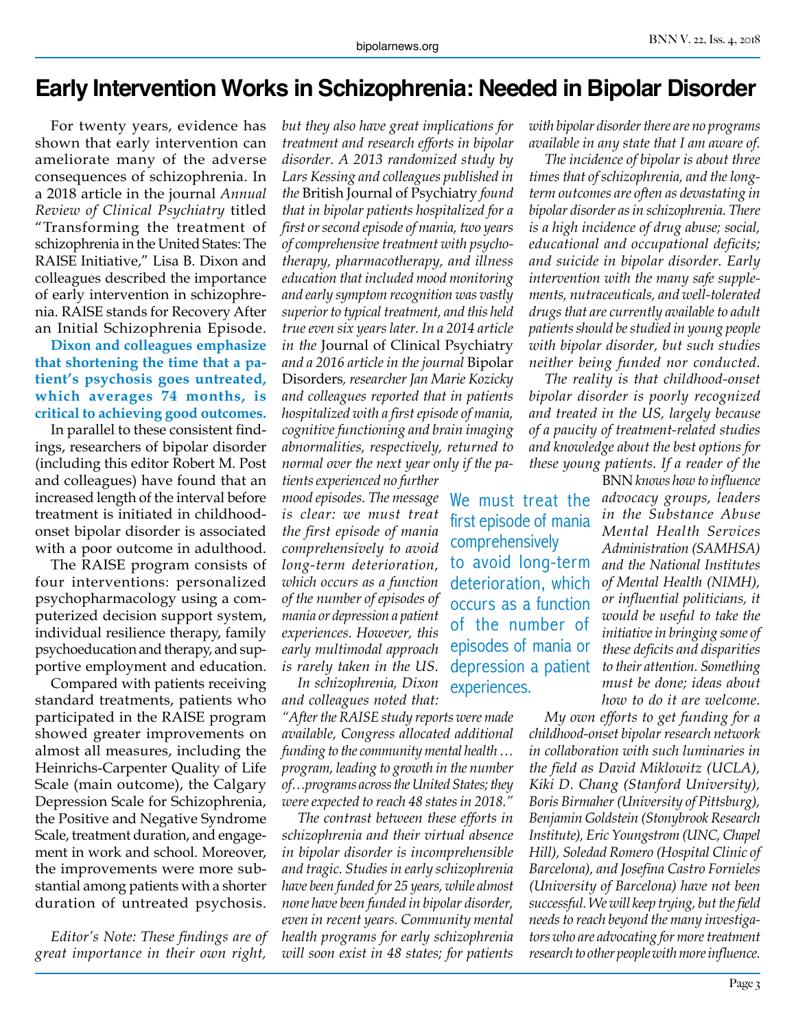# Early Intervention Works in Schizophrenia: Needed in Bipolar Disorder

For twenty years, evidence has shown that early intervention can ameliorate many of the adverse consequences of schizophrenia. In a 2018 article in the journal *Annual Review of Clinical Psychiatry* titled "Transforming the treatment of schizophrenia in the United States: The RAISE Initiative," Lisa B. Dixon and colleagues described the importance of early intervention in schizophrenia. RAISE stands for Recovery After an Initial Schizophrenia Episode.

**Dixon and colleagues emphasize that shortening the time that a patient's psychosis goes untreated, which averages 74 months, is critical to achieving good outcomes.**

In parallel to these consistent findings, researchers of bipolar disorder (including this editor Robert M. Post and colleagues) have found that an increased length of the interval before treatment is initiated in childhood-onset bipolar disorder is associated with a poor outcome in adulthood.

The RAISE program consists of four interventions: personalized psychopharmacology using a computerized decision support system, individual resilience therapy, family psychoeducation and therapy, and supportive employment and education.

Compared with patients receiving standard treatments, patients who participated in the RAISE program showed greater improvements on almost all measures, including the Heinrichs-Carpenter Quality of Life Scale (main outcome), the Calgary Depression Scale for Schizophrenia, the Positive and Negative Syndrome Scale, treatment duration, and engagement in work and school. Moreover, the improvements were more substantial among patients with a shorter duration of untreated psychosis.

*Editor's Note: These findings are of great importance in their own right, but they also have great implications for treatment and research efforts in bipolar disorder. A 2013 randomized study by Lars Kessing and colleagues published in the* British Journal of Psychiatry *found that in bipolar patients hospitalized for a first or second episode of mania, two years of comprehensive treatment with psychotherapy, pharmacotherapy, and illness education that included mood monitoring and early symptom recognition was vastly superior to typical treatment, and this held true even six years later. In a 2014 article in the* Journal of Clinical Psychiatry *and a 2016 article in the journal* Bipolar Disorders, *researcher Jan Marie Kozicky and colleagues reported that in patients hospitalized with a first episode of mania, cognitive functioning and brain imaging abnormalities, respectively, returned to normal over the next year only if the patients experienced no further mood episodes. The message is clear: we must treat the first episode of mania comprehensively to avoid long-term deterioration, which occurs as a function of the number of episodes of mania or depression a patient experiences. However, this early multimodal approach is rarely taken in the US.*

> We must treat the first episode of mania comprehensively to avoid long-term deterioration, which occurs as a function of the number of episodes of mania or depression a patient experiences.

*In schizophrenia, Dixon and colleagues noted that:*

*"After the RAISE study reports were made available, Congress allocated additional funding to the community mental health … program, leading to growth in the number of…programs across the United States; they were expected to reach 48 states in 2018."*

*The contrast between these efforts in schizophrenia and their virtual absence in bipolar disorder is incomprehensible and tragic. Studies in early schizophrenia have been funded for 25 years, while almost none have been funded in bipolar disorder, even in recent years. Community mental health programs for early schizophrenia will soon exist in 48 states; for patients with bipolar disorder there are no programs available in any state that I am aware of.*

*The incidence of bipolar is about three times that of schizophrenia, and the long-term outcomes are often as devastating in bipolar disorder as in schizophrenia. There is a high incidence of drug abuse; social, educational and occupational deficits; and suicide in bipolar disorder. Early intervention with the many safe supplements, nutraceuticals, and well-tolerated drugs that are currently available to adult patients should be studied in young people with bipolar disorder, but such studies neither being funded nor conducted.*

*The reality is that childhood-onset bipolar disorder is poorly recognized and treated in the US, largely because of a paucity of treatment-related studies and knowledge about the best options for these young patients. If a reader of the* BNN *knows how to influence advocacy groups, leaders in the Substance Abuse Mental Health Services Administration (SAMHSA) and the National Institutes of Mental Health (NIMH), or influential politicians, it would be useful to take the initiative in bringing some of these deficits and disparities to their attention. Something must be done; ideas about how to do it are welcome.*

*My own efforts to get funding for a childhood-onset bipolar research network in collaboration with such luminaries in the field as David Miklowitz (UCLA), Kiki D. Chang (Stanford University), Boris Birmaher (University of Pittsburg), Benjamin Goldstein (Stonybrook Research Institute), Eric Youngstrom (UNC, Chapel Hill), Soledad Romero (Hospital Clinic of Barcelona), and Josefina Castro Fornieles (University of Barcelona) have not been successful. We will keep trying, but the field needs to reach beyond the many investigators who are advocating for more treatment research to other people with more influence.*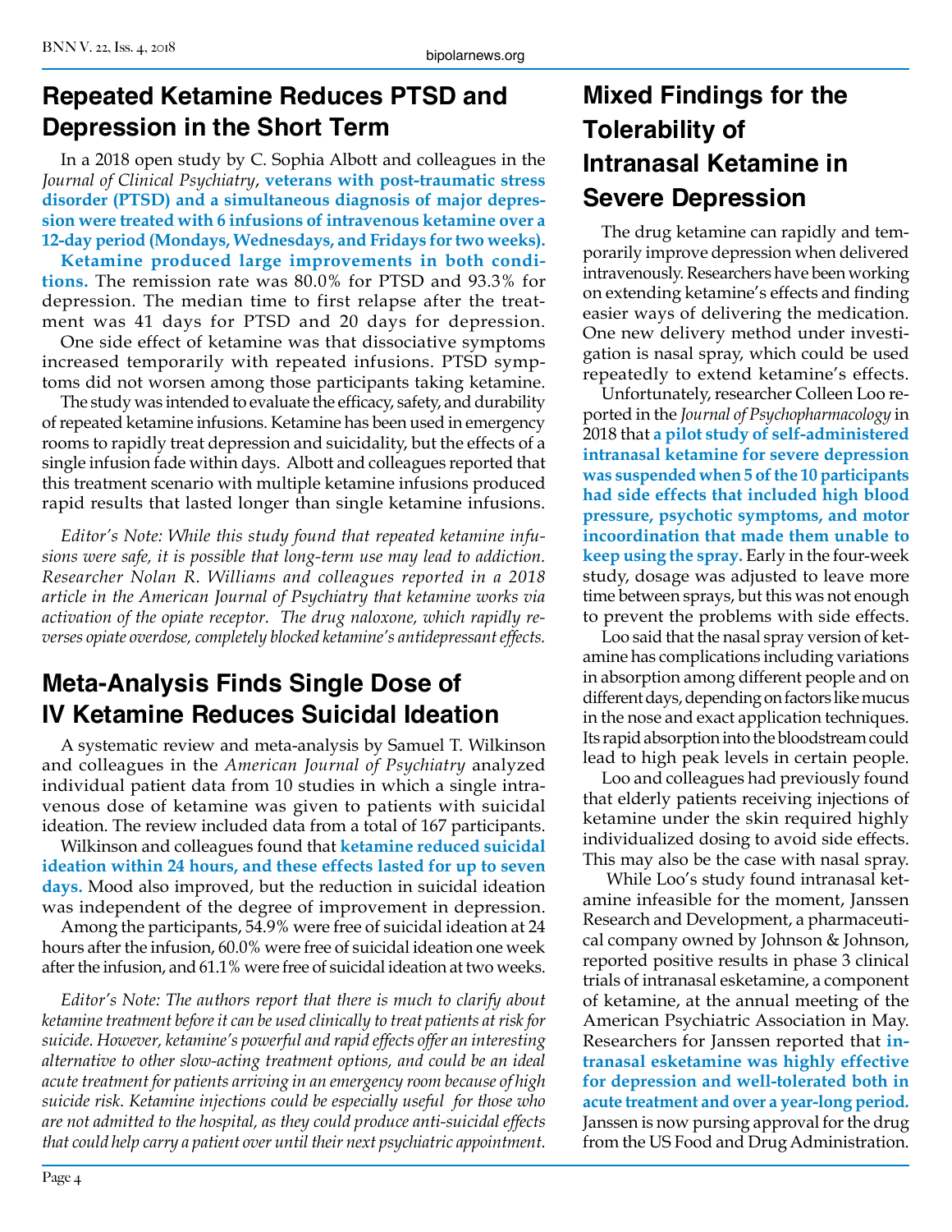## Repeated Ketamine Reduces PTSD and Depression in the Short Term

In a 2018 open study by C. Sophia Albott and colleagues in the *Journal of Clinical Psychiatry*, **veterans with post-traumatic stress disorder (PTSD) and a simultaneous diagnosis of major depression were treated with 6 infusions of intravenous ketamine over a 12-day period (Mondays, Wednesdays, and Fridays for two weeks).**

**Ketamine produced large improvements in both conditions.** The remission rate was 80.0% for PTSD and 93.3% for depression. The median time to first relapse after the treatment was 41 days for PTSD and 20 days for depression.

One side effect of ketamine was that dissociative symptoms increased temporarily with repeated infusions. PTSD symptoms did not worsen among those participants taking ketamine.

The study was intended to evaluate the efficacy, safety, and durability of repeated ketamine infusions. Ketamine has been used in emergency rooms to rapidly treat depression and suicidality, but the effects of a single infusion fade within days. Albott and colleagues reported that this treatment scenario with multiple ketamine infusions produced rapid results that lasted longer than single ketamine infusions.

*Editor's Note: While this study found that repeated ketamine infusions were safe, it is possible that long-term use may lead to addiction. Researcher Nolan R. Williams and colleagues reported in a 2018 article in the American Journal of Psychiatry that ketamine works via activation of the opiate receptor. The drug naloxone, which rapidly reverses opiate overdose, completely blocked ketamine's antidepressant effects.*

## Meta-Analysis Finds Single Dose of IV Ketamine Reduces Suicidal Ideation

A systematic review and meta-analysis by Samuel T. Wilkinson and colleagues in the *American Journal of Psychiatry* analyzed individual patient data from 10 studies in which a single intravenous dose of ketamine was given to patients with suicidal ideation. The review included data from a total of 167 participants.

Wilkinson and colleagues found that **ketamine reduced suicidal ideation within 24 hours, and these effects lasted for up to seven days.** Mood also improved, but the reduction in suicidal ideation was independent of the degree of improvement in depression.

Among the participants, 54.9% were free of suicidal ideation at 24 hours after the infusion, 60.0% were free of suicidal ideation one week after the infusion, and 61.1% were free of suicidal ideation at two weeks.

*Editor's Note: The authors report that there is much to clarify about ketamine treatment before it can be used clinically to treat patients at risk for suicide. However, ketamine's powerful and rapid effects offer an interesting alternative to other slow-acting treatment options, and could be an ideal acute treatment for patients arriving in an emergency room because of high suicide risk. Ketamine injections could be especially useful for those who are not admitted to the hospital, as they could produce anti-suicidal effects that could help carry a patient over until their next psychiatric appointment.*

## Mixed Findings for the Tolerability of Intranasal Ketamine in Severe Depression

The drug ketamine can rapidly and temporarily improve depression when delivered intravenously. Researchers have been working on extending ketamine's effects and finding easier ways of delivering the medication. One new delivery method under investigation is nasal spray, which could be used repeatedly to extend ketamine's effects.

Unfortunately, researcher Colleen Loo reported in the *Journal of Psychopharmacology* in 2018 that **a pilot study of self-administered intranasal ketamine for severe depression was suspended when 5 of the 10 participants had side effects that included high blood pressure, psychotic symptoms, and motor incoordination that made them unable to keep using the spray.** Early in the four-week study, dosage was adjusted to leave more time between sprays, but this was not enough to prevent the problems with side effects.

Loo said that the nasal spray version of ketamine has complications including variations in absorption among different people and on different days, depending on factors like mucus in the nose and exact application techniques. Its rapid absorption into the bloodstream could lead to high peak levels in certain people.

Loo and colleagues had previously found that elderly patients receiving injections of ketamine under the skin required highly individualized dosing to avoid side effects. This may also be the case with nasal spray.

While Loo's study found intranasal ketamine infeasible for the moment, Janssen Research and Development, a pharmaceutical company owned by Johnson & Johnson, reported positive results in phase 3 clinical trials of intranasal esketamine, a component of ketamine, at the annual meeting of the American Psychiatric Association in May. Researchers for Janssen reported that **intranasal esketamine was highly effective for depression and well-tolerated both in acute treatment and over a year-long period.** Janssen is now pursing approval for the drug from the US Food and Drug Administration.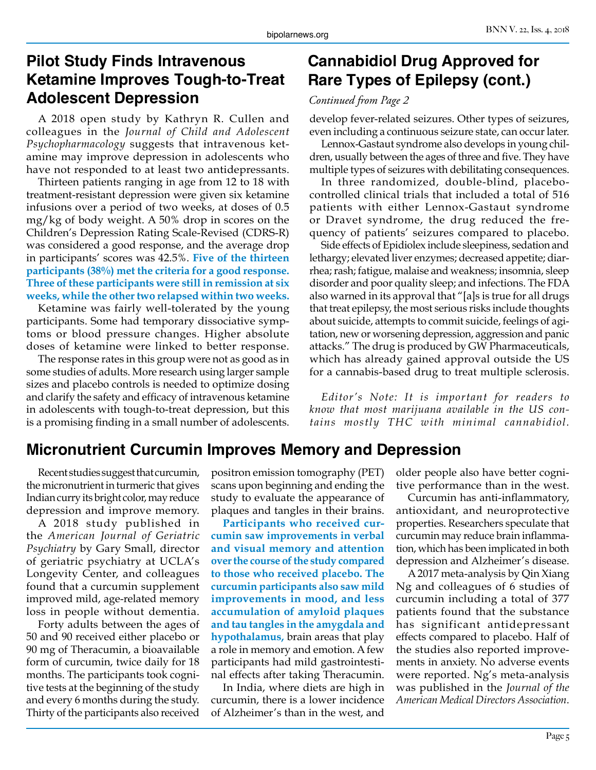## Pilot Study Finds Intravenous Ketamine Improves Tough-to-Treat Adolescent Depression

A 2018 open study by Kathryn R. Cullen and colleagues in the *Journal of Child and Adolescent Psychopharmacology* suggests that intravenous ketamine may improve depression in adolescents who have not responded to at least two antidepressants.

Thirteen patients ranging in age from 12 to 18 with treatment-resistant depression were given six ketamine infusions over a period of two weeks, at doses of 0.5 mg/kg of body weight. A 50% drop in scores on the Children's Depression Rating Scale-Revised (CDRS-R) was considered a good response, and the average drop in participants' scores was 42.5%. **Five of the thirteen participants (38%) met the criteria for a good response. Three of these participants were still in remission at six weeks, while the other two relapsed within two weeks.**

Ketamine was fairly well-tolerated by the young participants. Some had temporary dissociative symptoms or blood pressure changes. Higher absolute doses of ketamine were linked to better response.

The response rates in this group were not as good as in some studies of adults. More research using larger sample sizes and placebo controls is needed to optimize dosing and clarify the safety and efficacy of intravenous ketamine in adolescents with tough-to-treat depression, but this is a promising finding in a small number of adolescents.

## Cannabidiol Drug Approved for Rare Types of Epilepsy (cont.)

*Continued from Page 2*

develop fever-related seizures. Other types of seizures, even including a continuous seizure state, can occur later.

Lennox-Gastaut syndrome also develops in young children, usually between the ages of three and five. They have multiple types of seizures with debilitating consequences.

In three randomized, double-blind, placebo-controlled clinical trials that included a total of 516 patients with either Lennox-Gastaut syndrome or Dravet syndrome, the drug reduced the frequency of patients' seizures compared to placebo.

Side effects of Epidiolex include sleepiness, sedation and lethargy; elevated liver enzymes; decreased appetite; diarrhea; rash; fatigue, malaise and weakness; insomnia, sleep disorder and poor quality sleep; and infections. The FDA also warned in its approval that "[a]s is true for all drugs that treat epilepsy, the most serious risks include thoughts about suicide, attempts to commit suicide, feelings of agitation, new or worsening depression, aggression and panic attacks." The drug is produced by GW Pharmaceuticals, which has already gained approval outside the US for a cannabis-based drug to treat multiple sclerosis.

*Editor's Note: It is important for readers to know that most marijuana available in the US contains mostly THC with minimal cannabidiol.*

## Micronutrient Curcumin Improves Memory and Depression

Recent studies suggest that curcumin, the micronutrient in turmeric that gives Indian curry its bright color, may reduce depression and improve memory.

A 2018 study published in the *American Journal of Geriatric Psychiatry* by Gary Small, director of geriatric psychiatry at UCLA's Longevity Center, and colleagues found that a curcumin supplement improved mild, age-related memory loss in people without dementia.

Forty adults between the ages of 50 and 90 received either placebo or 90 mg of Theracumin, a bioavailable form of curcumin, twice daily for 18 months. The participants took cognitive tests at the beginning of the study and every 6 months during the study. Thirty of the participants also received positron emission tomography (PET) scans upon beginning and ending the study to evaluate the appearance of plaques and tangles in their brains.

**Participants who received curcumin saw improvements in verbal and visual memory and attention over the course of the study compared to those who received placebo. The curcumin participants also saw mild improvements in mood, and less accumulation of amyloid plaques and tau tangles in the amygdala and hypothalamus,** brain areas that play a role in memory and emotion. A few participants had mild gastrointestinal effects after taking Theracumin.

In India, where diets are high in curcumin, there is a lower incidence of Alzheimer's than in the west, and older people also have better cognitive performance than in the west.

Curcumin has anti-inflammatory, antioxidant, and neuroprotective properties. Researchers speculate that curcumin may reduce brain inflammation, which has been implicated in both depression and Alzheimer's disease.

A 2017 meta-analysis by Qin Xiang Ng and colleagues of 6 studies of curcumin including a total of 377 patients found that the substance has significant antidepressant effects compared to placebo. Half of the studies also reported improvements in anxiety. No adverse events were reported. Ng's meta-analysis was published in the *Journal of the American Medical Directors Association*.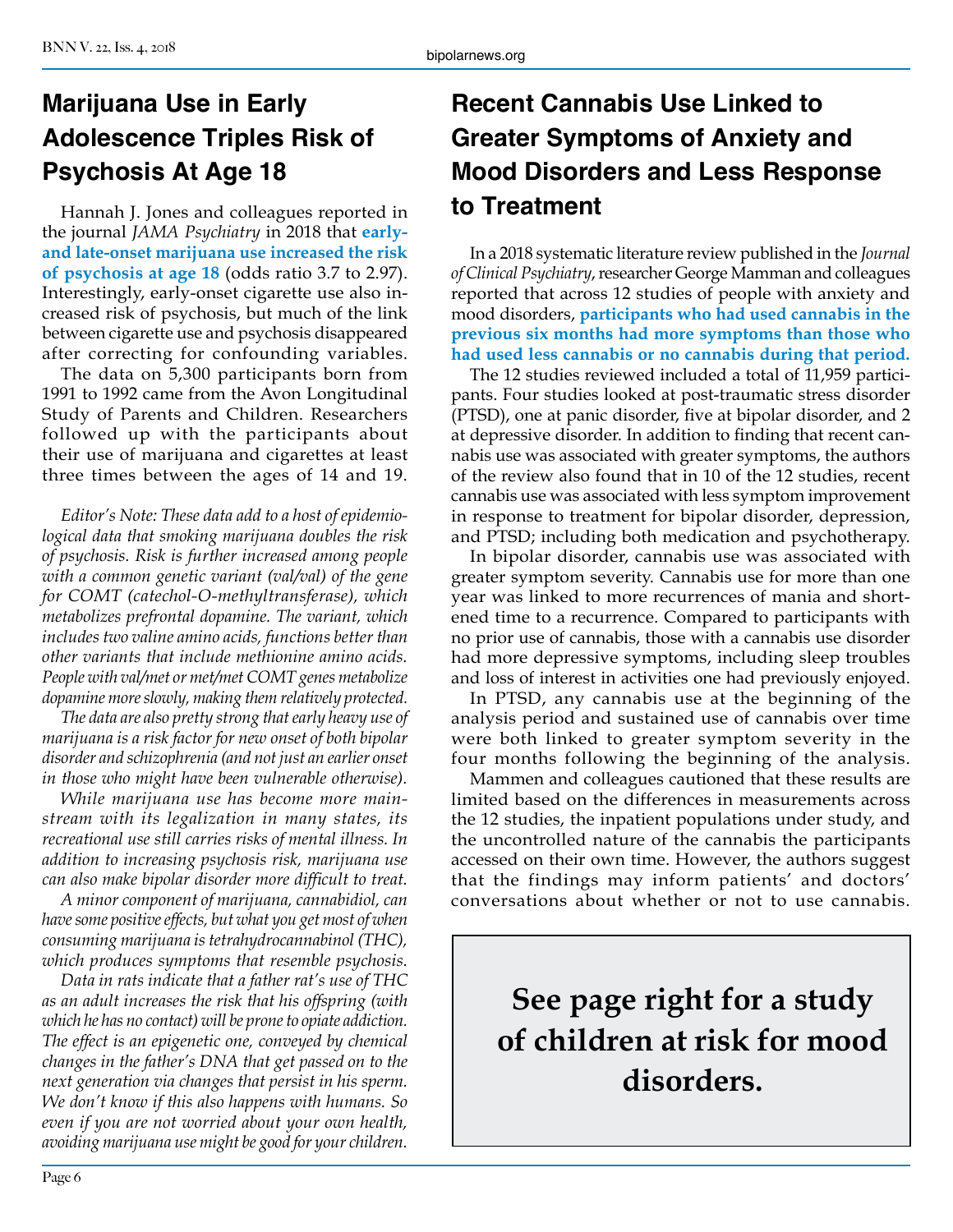# Marijuana Use in Early Adolescence Triples Risk of Psychosis At Age 18

Hannah J. Jones and colleagues reported in the journal *JAMA Psychiatry* in 2018 that **early- and late-onset marijuana use increased the risk of psychosis at age 18** (odds ratio 3.7 to 2.97). Interestingly, early-onset cigarette use also increased risk of psychosis, but much of the link between cigarette use and psychosis disappeared after correcting for confounding variables.

The data on 5,300 participants born from 1991 to 1992 came from the Avon Longitudinal Study of Parents and Children. Researchers followed up with the participants about their use of marijuana and cigarettes at least three times between the ages of 14 and 19.

*Editor's Note: These data add to a host of epidemiological data that smoking marijuana doubles the risk of psychosis. Risk is further increased among people with a common genetic variant (val/val) of the gene for COMT (catechol-O-methyltransferase), which metabolizes prefrontal dopamine. The variant, which includes two valine amino acids, functions better than other variants that include methionine amino acids. People with val/met or met/met COMT genes metabolize dopamine more slowly, making them relatively protected.*

*The data are also pretty strong that early heavy use of marijuana is a risk factor for new onset of both bipolar disorder and schizophrenia (and not just an earlier onset in those who might have been vulnerable otherwise).*

*While marijuana use has become more mainstream with its legalization in many states, its recreational use still carries risks of mental illness. In addition to increasing psychosis risk, marijuana use can also make bipolar disorder more difficult to treat.*

*A minor component of marijuana, cannabidiol, can have some positive effects, but what you get most of when consuming marijuana is tetrahydrocannabinol (THC), which produces symptoms that resemble psychosis.*

*Data in rats indicate that a father rat's use of THC as an adult increases the risk that his offspring (with which he has no contact) will be prone to opiate addiction. The effect is an epigenetic one, conveyed by chemical changes in the father's DNA that get passed on to the next generation via changes that persist in his sperm. We don't know if this also happens with humans. So even if you are not worried about your own health, avoiding marijuana use might be good for your children.*

# Recent Cannabis Use Linked to Greater Symptoms of Anxiety and Mood Disorders and Less Response to Treatment

In a 2018 systematic literature review published in the *Journal of Clinical Psychiatry*, researcher George Mamman and colleagues reported that across 12 studies of people with anxiety and mood disorders, **participants who had used cannabis in the previous six months had more symptoms than those who had used less cannabis or no cannabis during that period.**

The 12 studies reviewed included a total of 11,959 participants. Four studies looked at post-traumatic stress disorder (PTSD), one at panic disorder, five at bipolar disorder, and 2 at depressive disorder. In addition to finding that recent cannabis use was associated with greater symptoms, the authors of the review also found that in 10 of the 12 studies, recent cannabis use was associated with less symptom improvement in response to treatment for bipolar disorder, depression, and PTSD; including both medication and psychotherapy.

In bipolar disorder, cannabis use was associated with greater symptom severity. Cannabis use for more than one year was linked to more recurrences of mania and shortened time to a recurrence. Compared to participants with no prior use of cannabis, those with a cannabis use disorder had more depressive symptoms, including sleep troubles and loss of interest in activities one had previously enjoyed.

In PTSD, any cannabis use at the beginning of the analysis period and sustained use of cannabis over time were both linked to greater symptom severity in the four months following the beginning of the analysis.

Mammen and colleagues cautioned that these results are limited based on the differences in measurements across the 12 studies, the inpatient populations under study, and the uncontrolled nature of the cannabis the participants accessed on their own time. However, the authors suggest that the findings may inform patients' and doctors' conversations about whether or not to use cannabis.

**See page right for a study of children at risk for mood disorders.**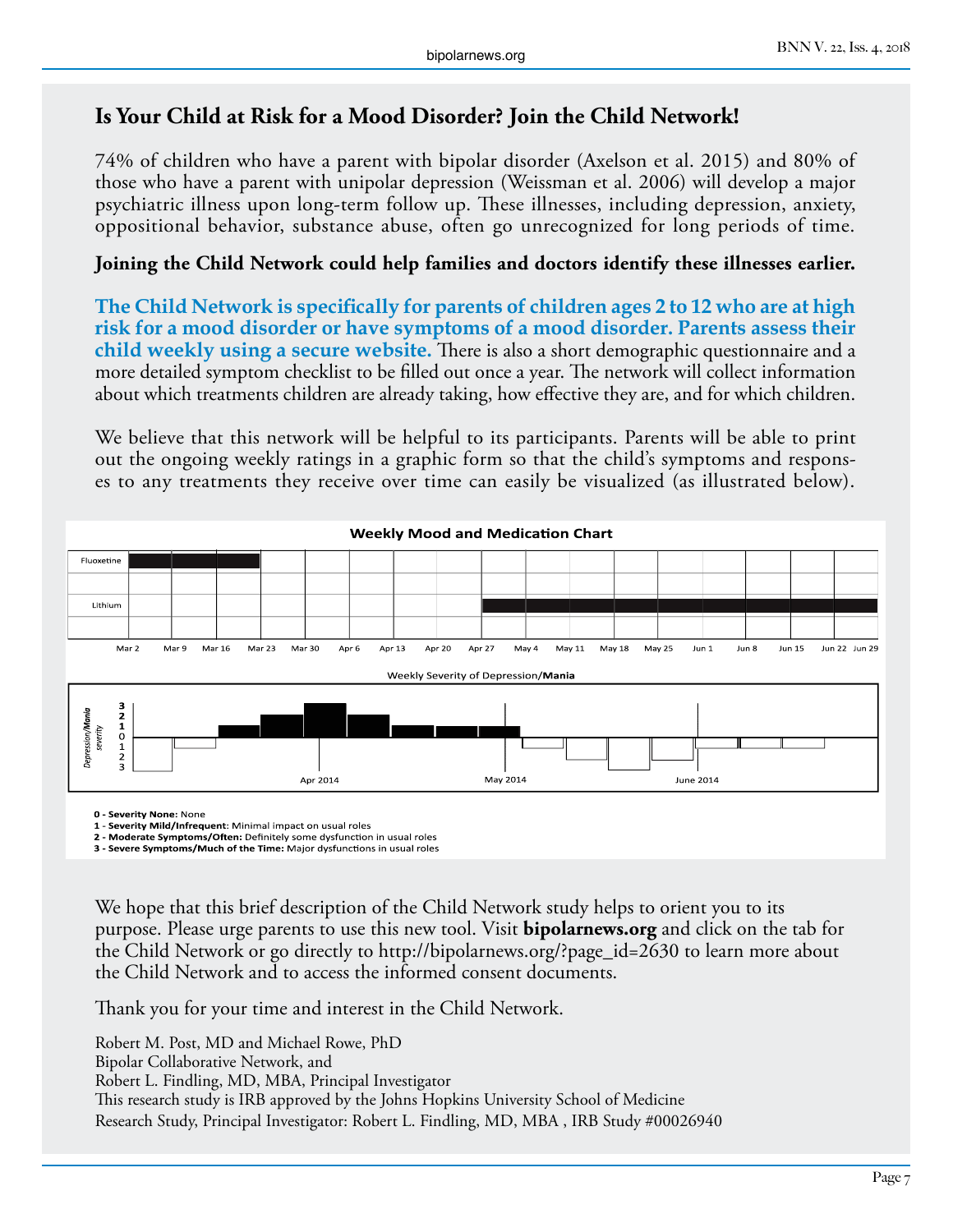## Is Your Child at Risk for a Mood Disorder? Join the Child Network!

74% of children who have a parent with bipolar disorder (Axelson et al. 2015) and 80% of those who have a parent with unipolar depression (Weissman et al. 2006) will develop a major psychiatric illness upon long-term follow up. These illnesses, including depression, anxiety, oppositional behavior, substance abuse, often go unrecognized for long periods of time.

**Joining the Child Network could help families and doctors identify these illnesses earlier.**

**The Child Network is specifically for parents of children ages 2 to 12 who are at high risk for a mood disorder or have symptoms of a mood disorder. Parents assess their child weekly using a secure website.** There is also a short demographic questionnaire and a more detailed symptom checklist to be filled out once a year. The network will collect information about which treatments children are already taking, how effective they are, and for which children.

We believe that this network will be helpful to its participants. Parents will be able to print out the ongoing weekly ratings in a graphic form so that the child's symptoms and responses to any treatments they receive over time can easily be visualized (as illustrated below).

**Weekly Mood and Medication Chart**

Fluoxetine | Lithium

Mar 2, Mar 9, Mar 16, Mar 23, Mar 30, Apr 6, Apr 13, Apr 20, Apr 27, May 4, May 11, May 18, May 25, Jun 1, Jun 8, Jun 15, Jun 22, Jun 29

Weekly Severity of Depression/**Mania**

*Depression/**Mania** severity*: 3, 2, 1, 0, 1, 2, 3

Apr 2014 | May 2014 | June 2014

**0 - Severity None:** None
**1 - Severity Mild/Infrequent**: Minimal impact on usual roles
**2 - Moderate Symptoms/Often:** Definitely some dysfunction in usual roles
**3 - Severe Symptoms/Much of the Time:** Major dysfunctions in usual roles

We hope that this brief description of the Child Network study helps to orient you to its purpose. Please urge parents to use this new tool. Visit **bipolarnews.org** and click on the tab for the Child Network or go directly to http://bipolarnews.org/?page_id=2630 to learn more about the Child Network and to access the informed consent documents.

Thank you for your time and interest in the Child Network.

Robert M. Post, MD and Michael Rowe, PhD
Bipolar Collaborative Network, and
Robert L. Findling, MD, MBA, Principal Investigator
This research study is IRB approved by the Johns Hopkins University School of Medicine
Research Study, Principal Investigator: Robert L. Findling, MD, MBA , IRB Study #00026940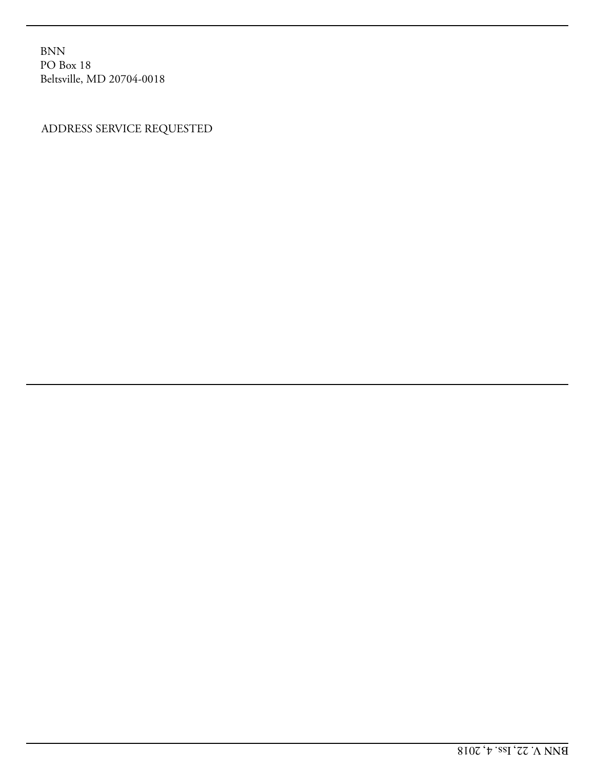BNN
PO Box 18
Beltsville, MD 20704-0018

ADDRESS SERVICE REQUESTED